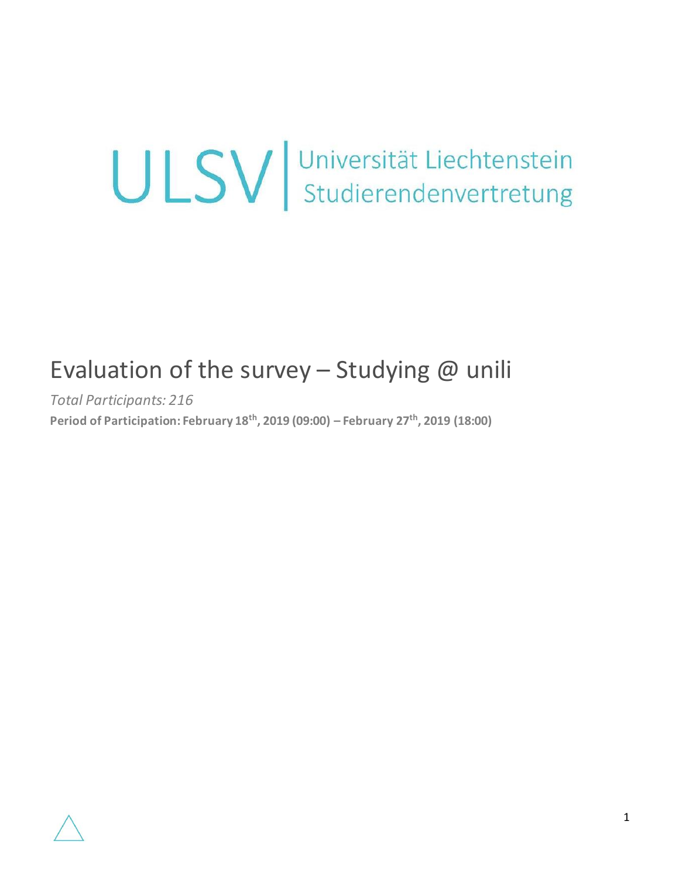ULSV | Universität Liechtenstein Studierendenvertretung

# Evaluation of the survey – Studying @ unili

*Total Participants: 216*

**Period of Participation: February 18th, 2019 (09:00) – February 27th, 2019 (18:00)**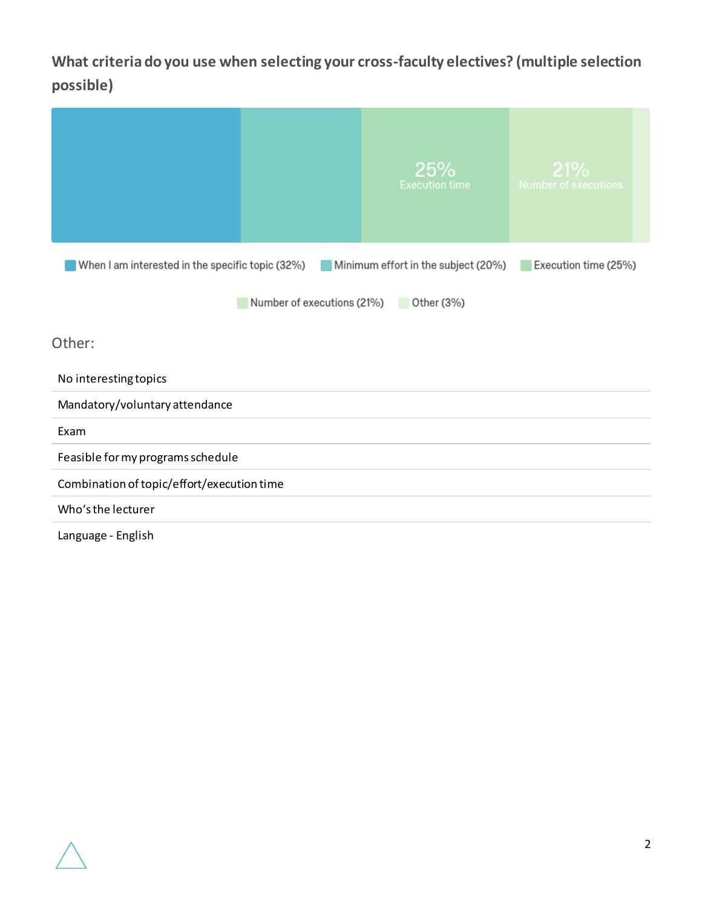## What criteria do you use when selecting your cross-faculty electives? (multiple selection possible)

25%
Execution time

21%
Number of executions

When I am interested in the specific topic (32%)
Minimum effort in the subject (20%)
Execution time (25%)
Number of executions (21%)
Other (3%)

Other:

| |
|---|
| No interesting topics |
| Mandatory/voluntary attendance |
| Exam |
| Feasible for my programs schedule |
| Combination of topic/effort/execution time |
| Who's the lecturer |
| Language - English |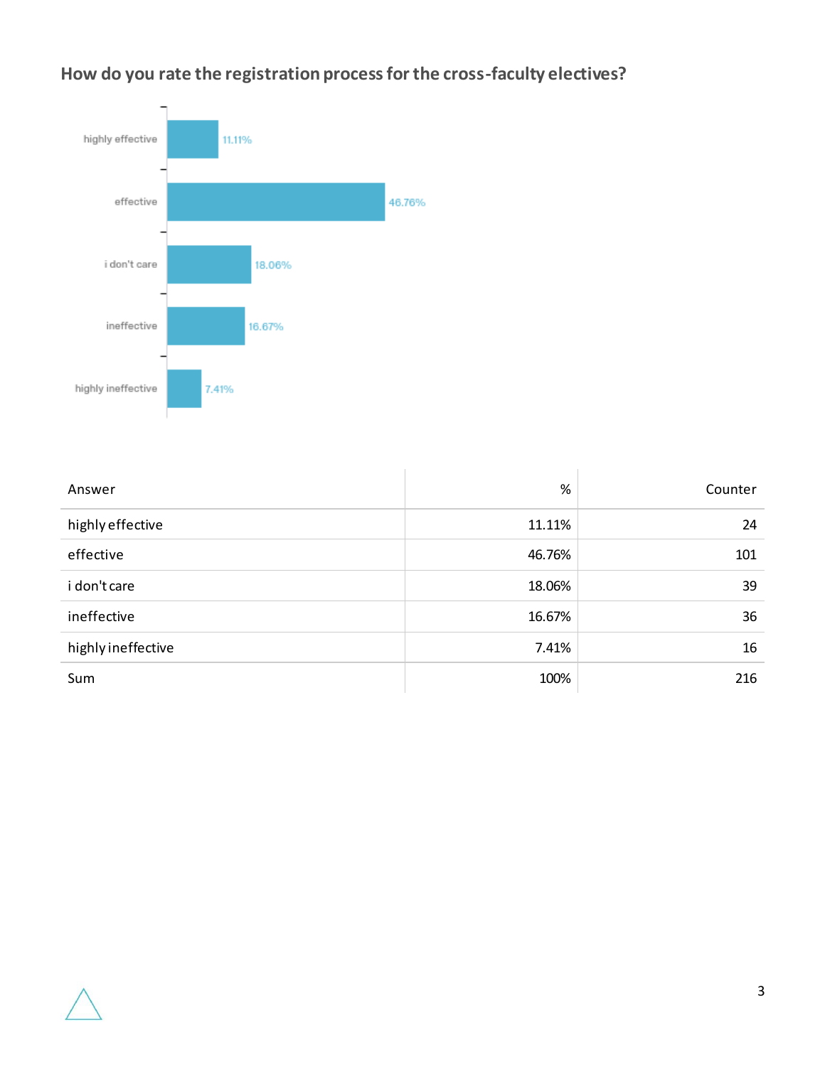## How do you rate the registration process for the cross-faculty electives?

| Answer | % | Counter |
|---|---|---|
| highly effective | 11.11% | 24 |
| effective | 46.76% | 101 |
| i don't care | 18.06% | 39 |
| ineffective | 16.67% | 36 |
| highly ineffective | 7.41% | 16 |
| Sum | 100% | 216 |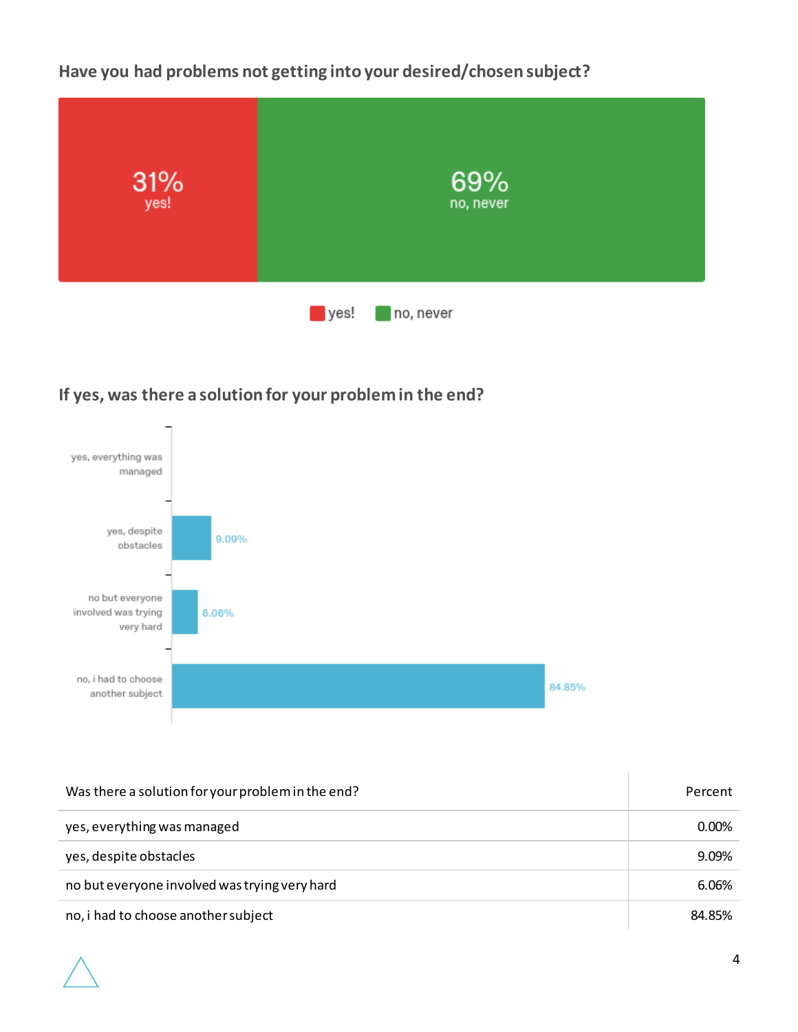## Have you had problems not getting into your desired/chosen subject?

31%
yes!

69%
no, never

yes! no, never

## If yes, was there a solution for your problem in the end?

yes, everything was managed

yes, despite obstacles
9.09%

no but everyone involved was trying very hard
6.06%

no, i had to choose another subject
84.85%

| Was there a solution for your problem in the end? | Percent |
|---|---|
| yes, everything was managed | 0.00% |
| yes, despite obstacles | 9.09% |
| no but everyone involved was trying very hard | 6.06% |
| no, i had to choose another subject | 84.85% |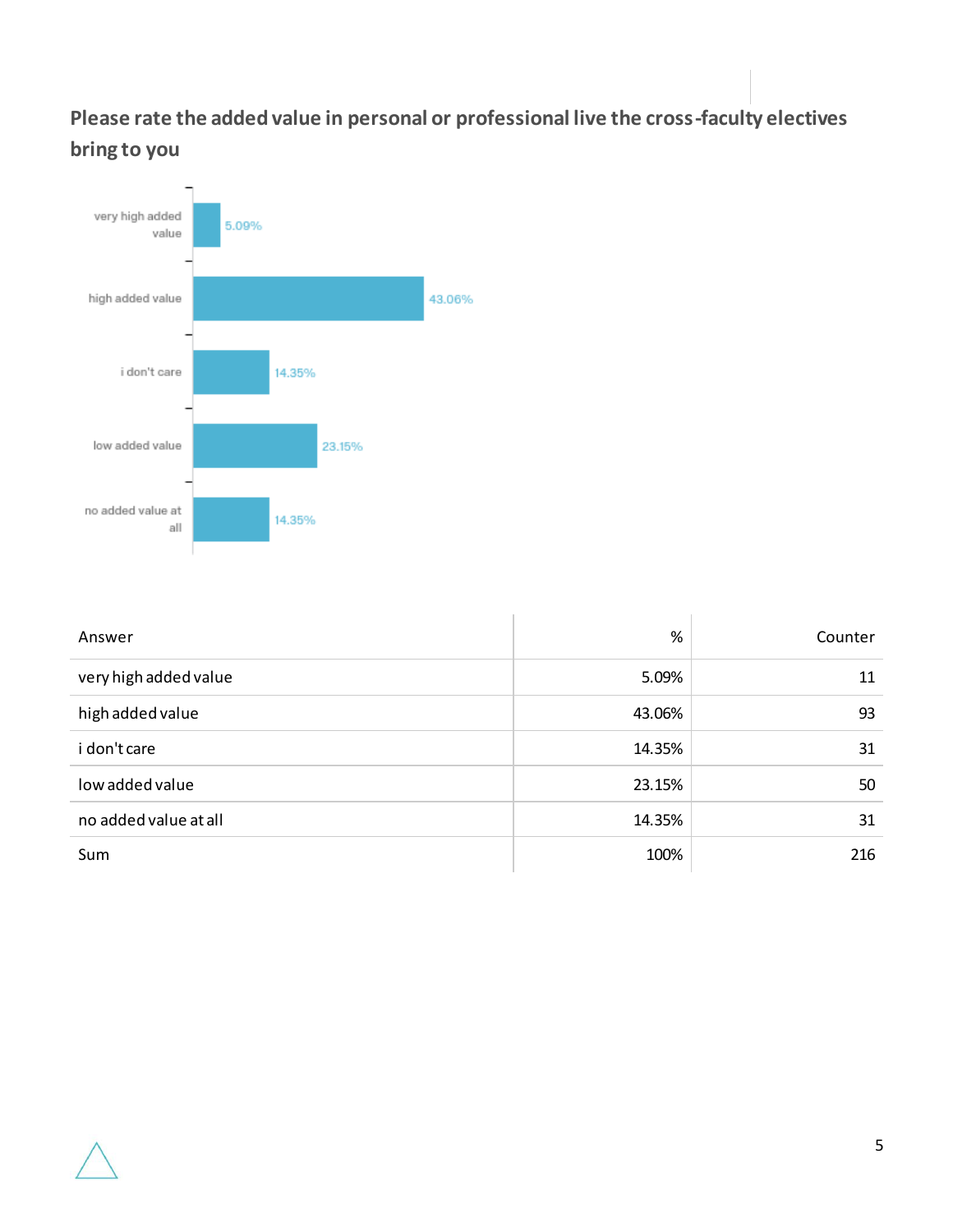## Please rate the added value in personal or professional live the cross-faculty electives bring to you

very high added value
5.09%
high added value
43.06%
i don't care
14.35%
low added value
23.15%
no added value at all
14.35%

| Answer | % | Counter |
|---|---|---|
| very high added value | 5.09% | 11 |
| high added value | 43.06% | 93 |
| i don't care | 14.35% | 31 |
| low added value | 23.15% | 50 |
| no added value at all | 14.35% | 31 |
| Sum | 100% | 216 |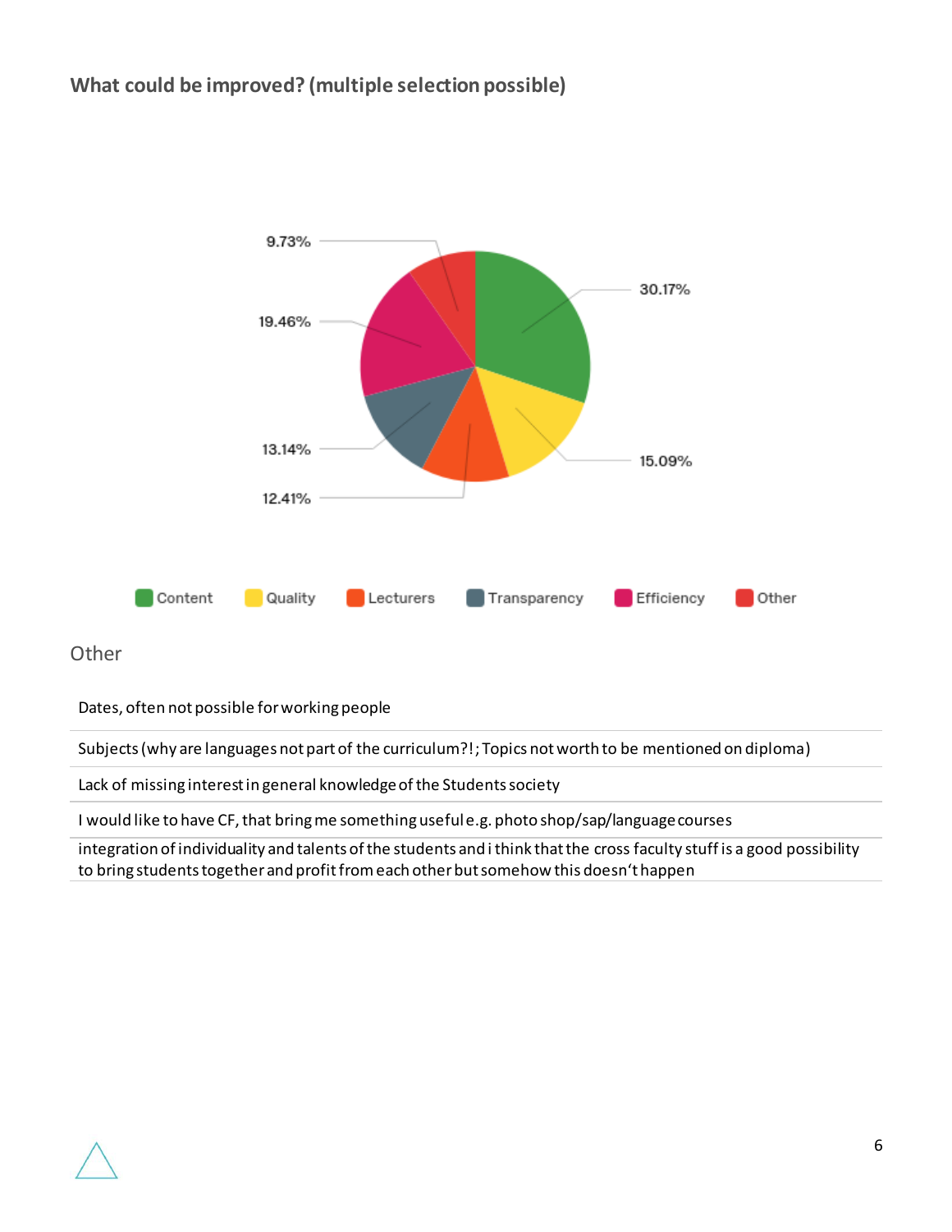## What could be improved? (multiple selection possible)

9.73%
30.17%
19.46%
13.14%
15.09%
12.41%

Content Quality Lecturers Transparency Efficiency Other

Other

| |
|---|
| Dates, often not possible for working people |
| Subjects (why are languages not part of the curriculum?!; Topics not worth to be mentioned on diploma) |
| Lack of missing interest in general knowledge of the Students society |
| I would like to have CF, that bring me something useful e.g. photo shop/sap/language courses |
| integration of individuality and talents of the students and i think that the cross faculty stuff is a good possibility to bring students together and profit from each other but somehow this doesn‘t happen |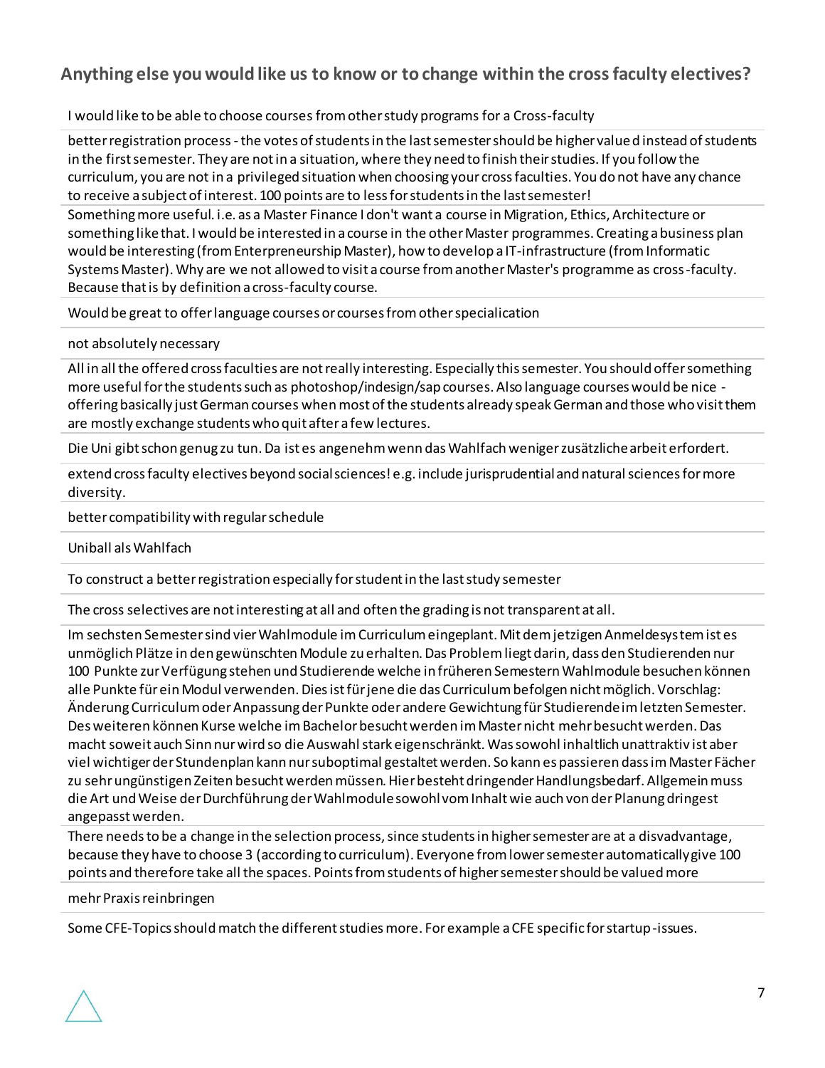## Anything else you would like us to know or to change within the cross faculty electives?

| |
|---|
| I would like to be able to choose courses from other study programs for a Cross-faculty |
| better registration process - the votes of students in the last semester should be higher valued instead of students in the first semester. They are not in a situation, where they need to finish their studies. If you follow the curriculum, you are not in a privileged situation when choosing your cross faculties. You do not have any chance to receive a subject of interest. 100 points are to less for students in the last semester! |
| Something more useful. i.e. as a Master Finance I don't want a course in Migration, Ethics, Architecture or something like that. I would be interested in a course in the other Master programmes. Creating a business plan would be interesting (from Enterpreneurship Master), how to develop a IT-infrastructure (from Informatic Systems Master). Why are we not allowed to visit a course from another Master's programme as cross-faculty. Because that is by definition a cross-faculty course. |
| Would be great to offer language courses or courses from other specialication |
| not absolutely necessary |
| All in all the offered cross faculties are not really interesting. Especially this semester. You should offer something more useful for the students such as photoshop/indesign/sap courses. Also language courses would be nice - offering basically just German courses when most of the students already speak German and those who visit them are mostly exchange students who quit after a few lectures. |
| Die Uni gibt schon genug zu tun. Da ist es angenehm wenn das Wahlfach weniger zusätzliche arbeit erfordert. |
| extend cross faculty electives beyond social sciences! e.g. include jurisprudential and natural sciences for more diversity. |
| better compatibility with regular schedule |
| Uniball als Wahlfach |
| To construct a better registration especially for student in the last study semester |
| The cross selectives are not interesting at all and often the grading is not transparent at all. |
| Im sechsten Semester sind vier Wahlmodule im Curriculum eingeplant. Mit dem jetzigen Anmeldesystem ist es unmöglich Plätze in den gewünschten Module zu erhalten. Das Problem liegt darin, dass den Studierenden nur 100 Punkte zur Verfügung stehen und Studierende welche in früheren Semestern Wahlmodule besuchen können alle Punkte für ein Modul verwenden. Dies ist für jene die das Curriculum befolgen nicht möglich. Vorschlag: Änderung Curriculum oder Anpassung der Punkte oder andere Gewichtung für Studierende im letzten Semester. Des weiteren können Kurse welche im Bachelor besucht werden im Master nicht mehr besucht werden. Das macht soweit auch Sinn nur wird so die Auswahl stark eigenschränkt. Was sowohl inhaltlich unattraktiv ist aber viel wichtiger der Stundenplan kann nur suboptimal gestaltet werden. So kann es passieren dass im Master Fächer zu sehr ungünstigen Zeiten besucht werden müssen. Hier besteht dringender Handlungsbedarf. Allgemein muss die Art und Weise der Durchführung der Wahlmodule sowohl vom Inhalt wie auch von der Planung dringest angepasst werden. |
| There needs to be a change in the selection process, since students in higher semester are at a disvadvantage, because they have to choose 3 (according to curriculum). Everyone from lower semester automatically give 100 points and therefore take all the spaces. Points from students of higher semester should be valued more |
| mehr Praxis reinbringen |
| Some CFE-Topics should match the different studies more. For example a CFE specific for startup-issues. |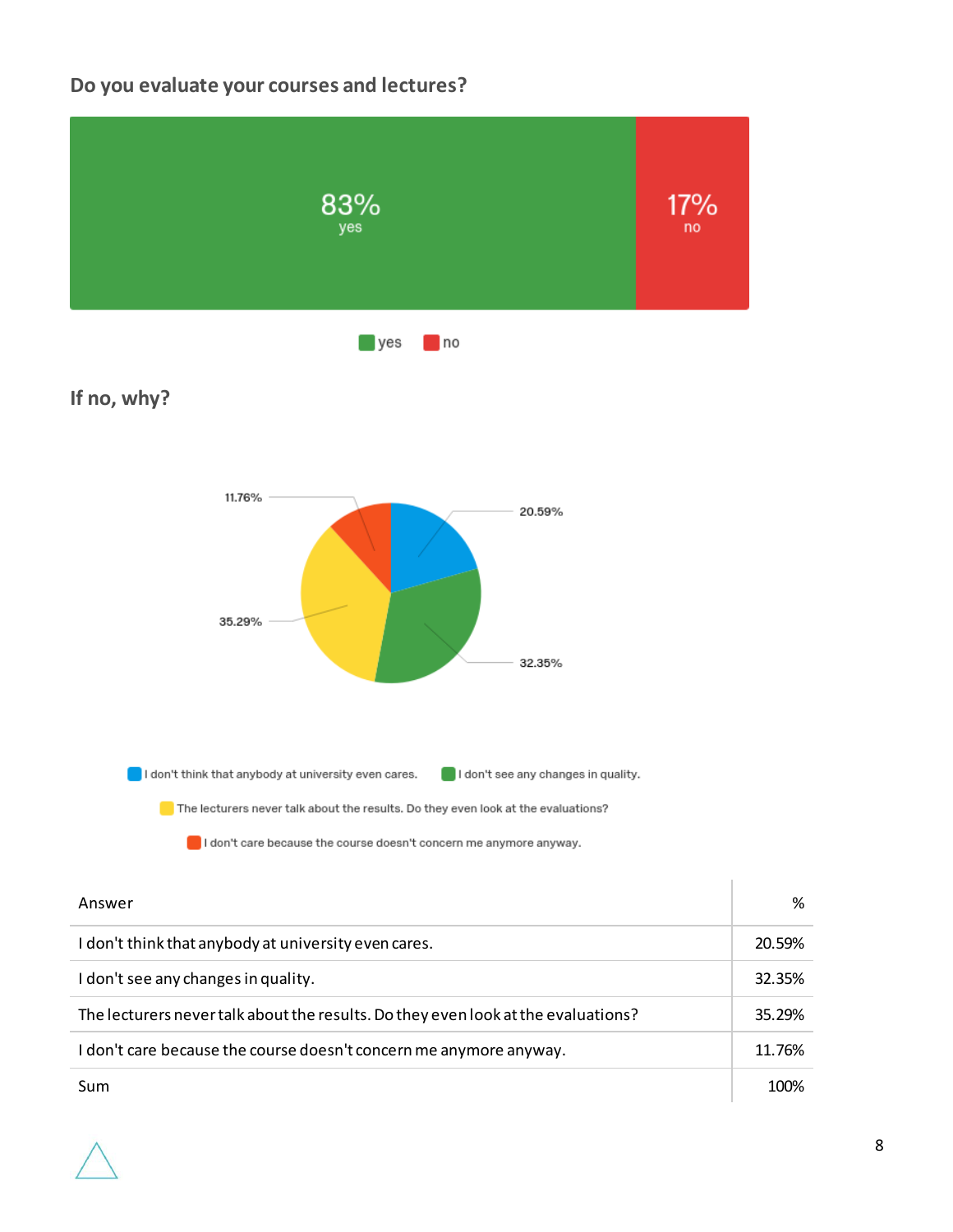### Do you evaluate your courses and lectures?

83%
yes

17%
no

yes no

### If no, why?

11.76%

20.59%

35.29%

32.35%

I don't think that anybody at university even cares.
I don't see any changes in quality.
The lecturers never talk about the results. Do they even look at the evaluations?
I don't care because the course doesn't concern me anymore anyway.

| Answer | % |
|---|---|
| I don't think that anybody at university even cares. | 20.59% |
| I don't see any changes in quality. | 32.35% |
| The lecturers never talk about the results. Do they even look at the evaluations? | 35.29% |
| I don't care because the course doesn't concern me anymore anyway. | 11.76% |
| Sum | 100% |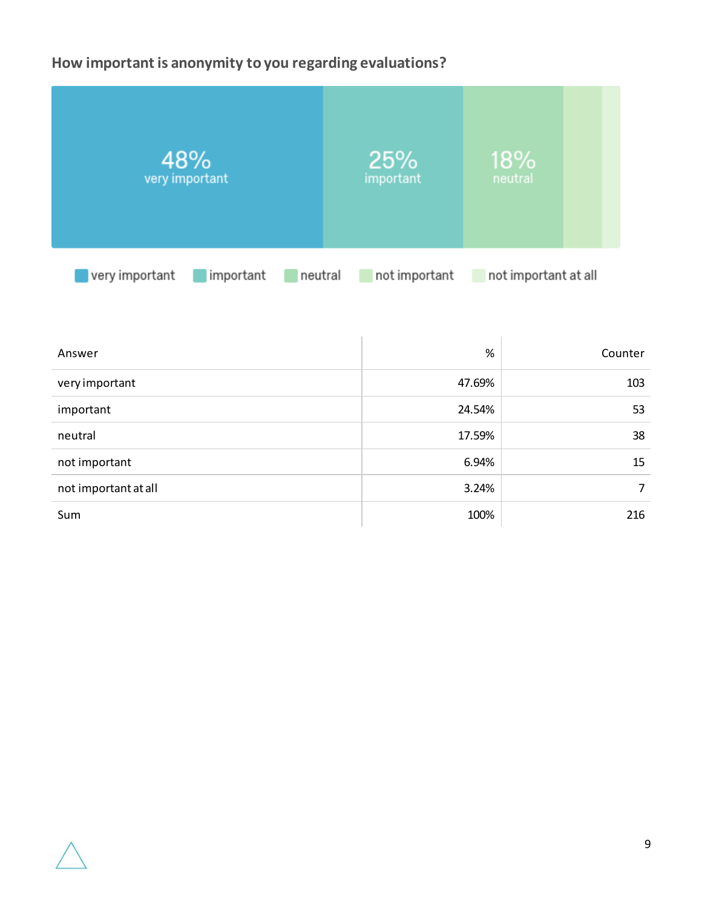### How important is anonymity to you regarding evaluations?

48%
very important

25%
important

18%
neutral

very important
important
neutral
not important
not important at all

| Answer | % | Counter |
| --- | --- | --- |
| very important | 47.69% | 103 |
| important | 24.54% | 53 |
| neutral | 17.59% | 38 |
| not important | 6.94% | 15 |
| not important at all | 3.24% | 7 |
| Sum | 100% | 216 |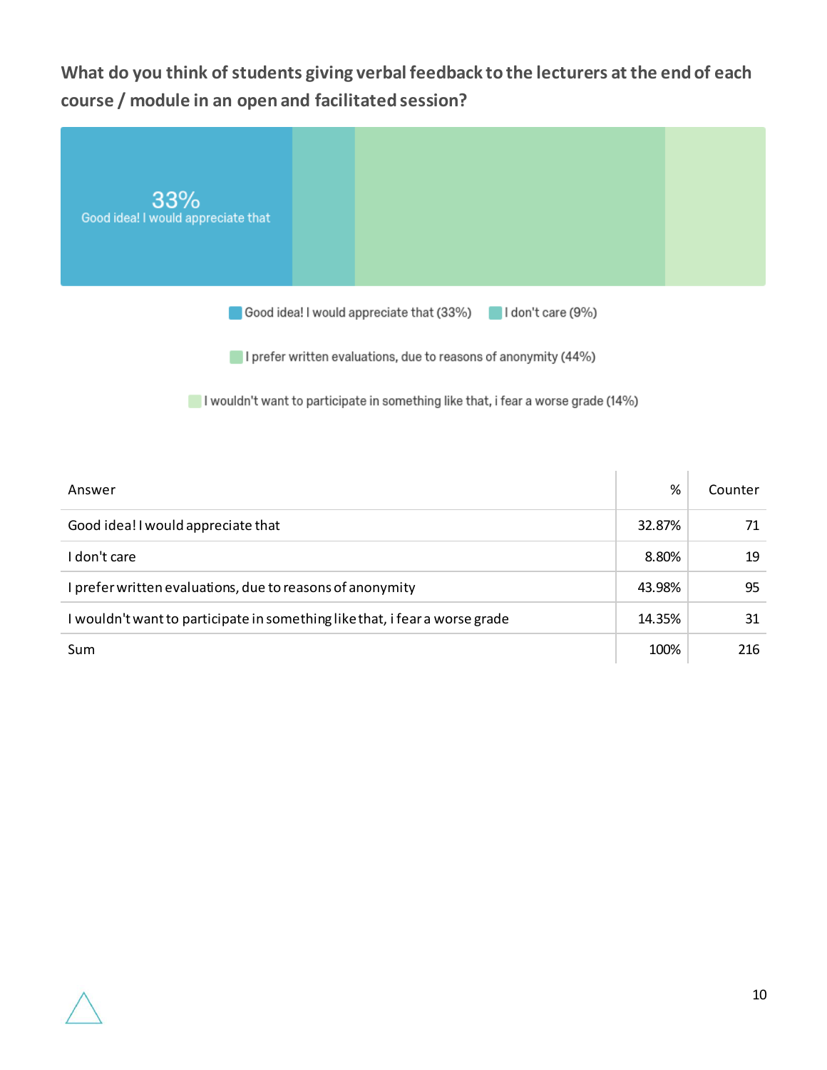**What do you think of students giving verbal feedback to the lecturers at the end of each course / module in an open and facilitated session?**

33%
Good idea! I would appreciate that

Good idea! I would appreciate that (33%)
I don't care (9%)
I prefer written evaluations, due to reasons of anonymity (44%)
I wouldn't want to participate in something like that, i fear a worse grade (14%)

| Answer | % | Counter |
|---|---|---|
| Good idea! I would appreciate that | 32.87% | 71 |
| I don't care | 8.80% | 19 |
| I prefer written evaluations, due to reasons of anonymity | 43.98% | 95 |
| I wouldn't want to participate in something like that, i fear a worse grade | 14.35% | 31 |
| Sum | 100% | 216 |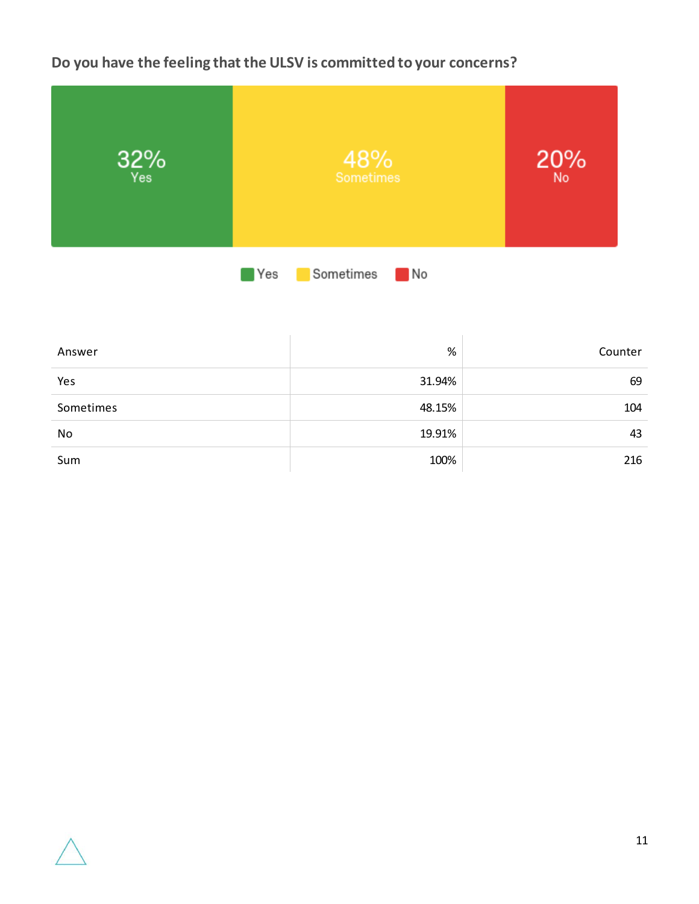## Do you have the feeling that the ULSV is committed to your concerns?

32%
Yes

48%
Sometimes

20%
No

Yes Sometimes No

| Answer | % | Counter |
|---|---|---|
| Yes | 31.94% | 69 |
| Sometimes | 48.15% | 104 |
| No | 19.91% | 43 |
| Sum | 100% | 216 |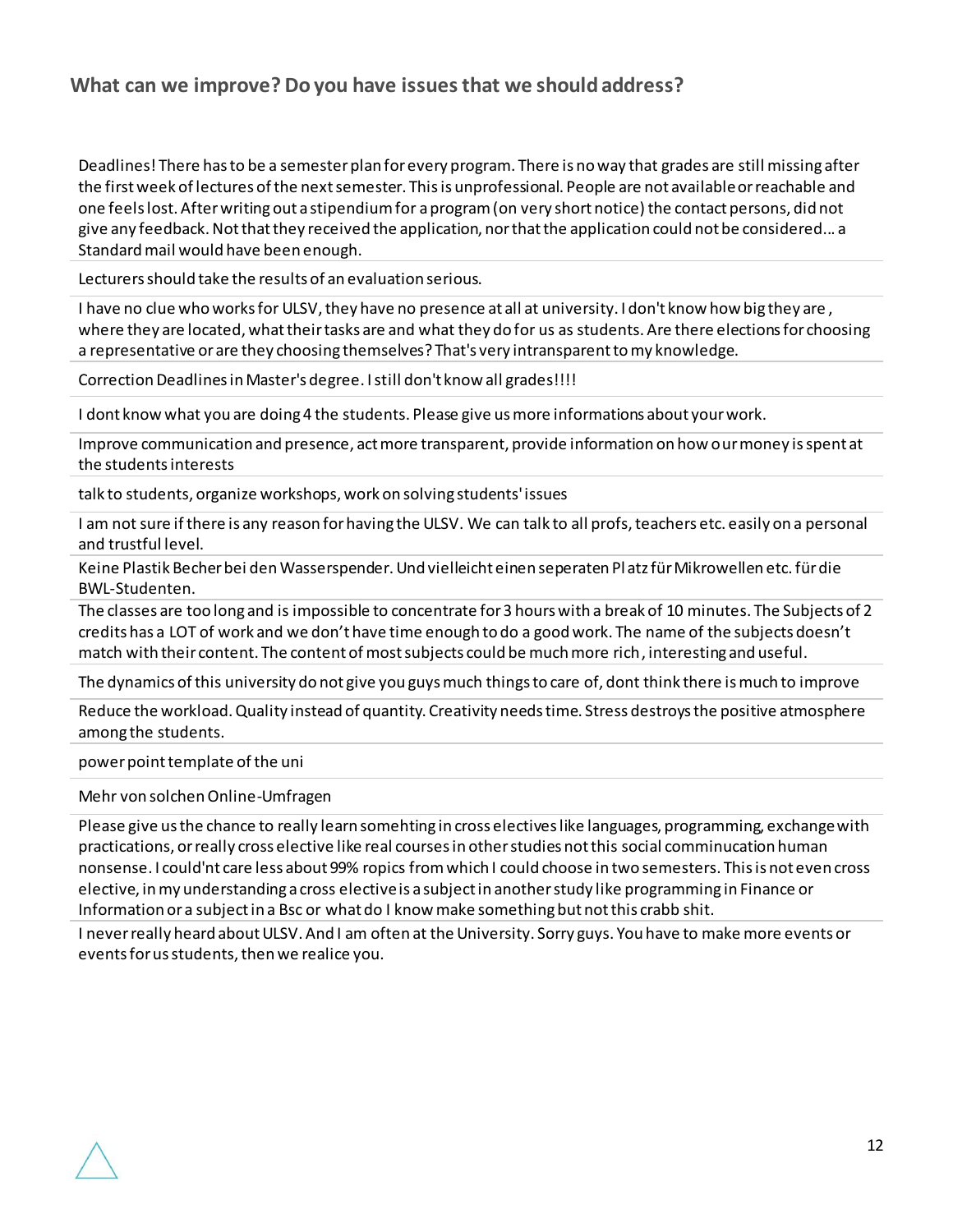## What can we improve? Do you have issues that we should address?

Deadlines! There has to be a semester plan for every program. There is no way that grades are still missing after the first week of lectures of the next semester. This is unprofessional. People are not available or reachable and one feels lost. After writing out a stipendium for a program (on very short notice) the contact persons, did not give any feedback. Not that they received the application, nor that the application could not be considered... a Standard mail would have been enough.

Lecturers should take the results of an evaluation serious.

I have no clue who works for ULSV, they have no presence at all at university. I don't know how big they are , where they are located, what their tasks are and what they do for us as students. Are there elections for choosing a representative or are they choosing themselves? That's very intransparent to my knowledge.

Correction Deadlines in Master's degree. I still don't know all grades!!!!

I dont know what you are doing 4 the students. Please give us more informations about your work.

Improve communication and presence, act more transparent, provide information on how our money is spent at the students interests

talk to students, organize workshops, work on solving students' issues

I am not sure if there is any reason for having the ULSV. We can talk to all profs, teachers etc. easily on a personal and trustful level.

Keine Plastik Becher bei den Wasserspender. Und vielleicht einen seperaten Platz für Mikrowellen etc. für die BWL-Studenten.

The classes are too long and is impossible to concentrate for 3 hours with a break of 10 minutes. The Subjects of 2 credits has a LOT of work and we don't have time enough to do a good work. The name of the subjects doesn't match with their content. The content of most subjects could be much more rich , interesting and useful.

The dynamics of this university do not give you guys much things to care of, dont think there is much to improve

Reduce the workload. Quality instead of quantity. Creativity needs time. Stress destroys the positive atmosphere among the students.

power point template of the uni

Mehr von solchen Online-Umfragen

Please give us the chance to really learn somehting in cross electives like languages, programming, exchange with practications, or really cross elective like real courses in other studies not this social comminucation human nonsense. I could'nt care less about 99% ropics from which I could choose in two semesters. This is not even cross elective, in my understanding a cross elective is a subject in another study like programming in Finance or Information or a subject in a Bsc or what do I know make something but not this crabb shit.

I never really heard about ULSV. And I am often at the University. Sorry guys. You have to make more events or events for us students, then we realice you.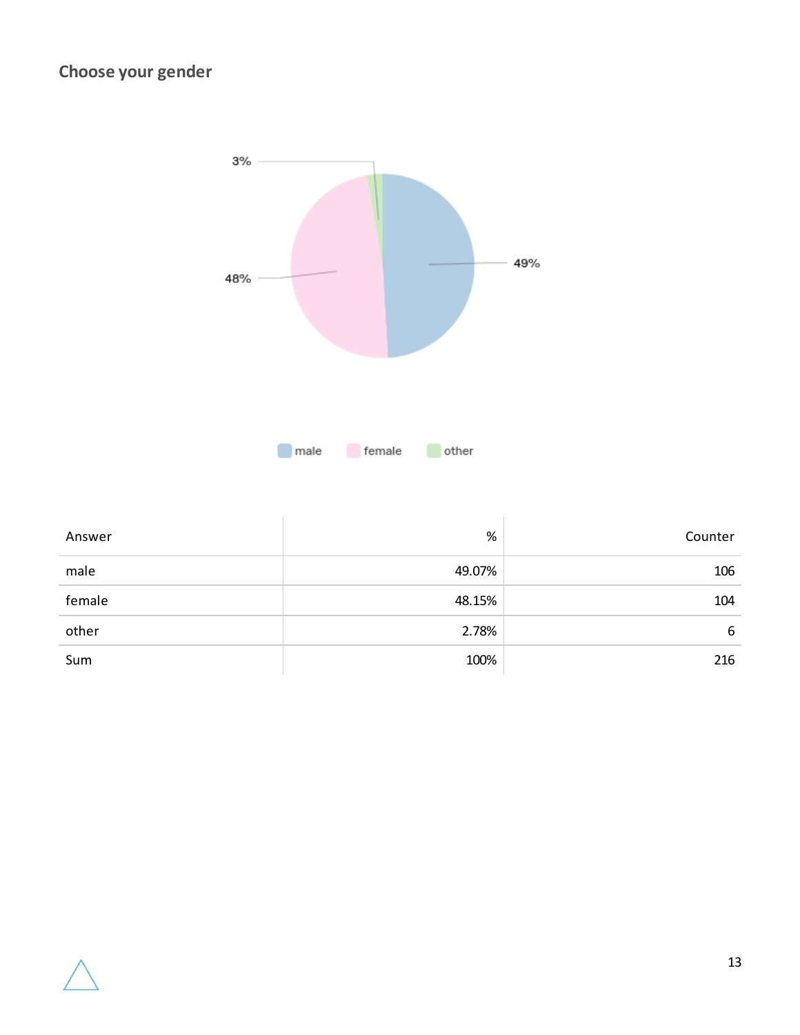## Choose your gender

| Answer | % | Counter |
|---|---|---|
| male | 49.07% | 106 |
| female | 48.15% | 104 |
| other | 2.78% | 6 |
| Sum | 100% | 216 |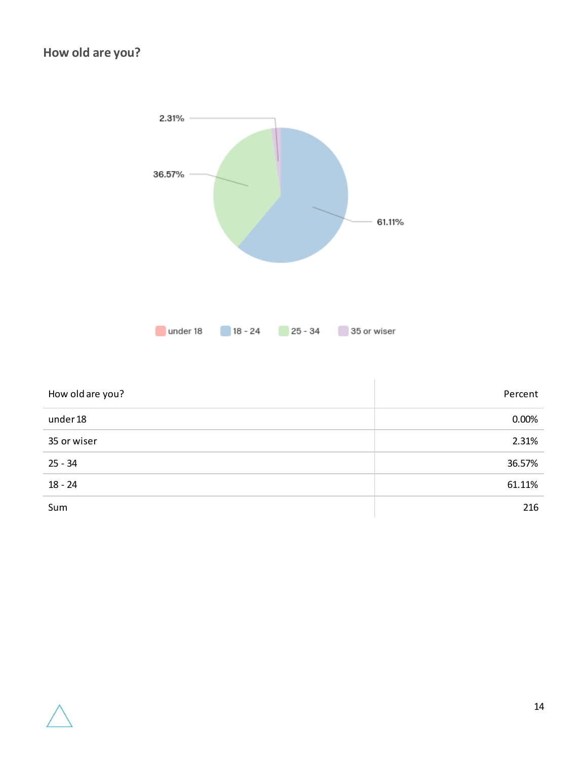## How old are you?

2.31%

36.57%

61.11%

under 18
18 - 24
25 - 34
35 or wiser

| How old are you? | Percent |
|---|---|
| under 18 | 0.00% |
| 35 or wiser | 2.31% |
| 25 - 34 | 36.57% |
| 18 - 24 | 61.11% |
| Sum | 216 |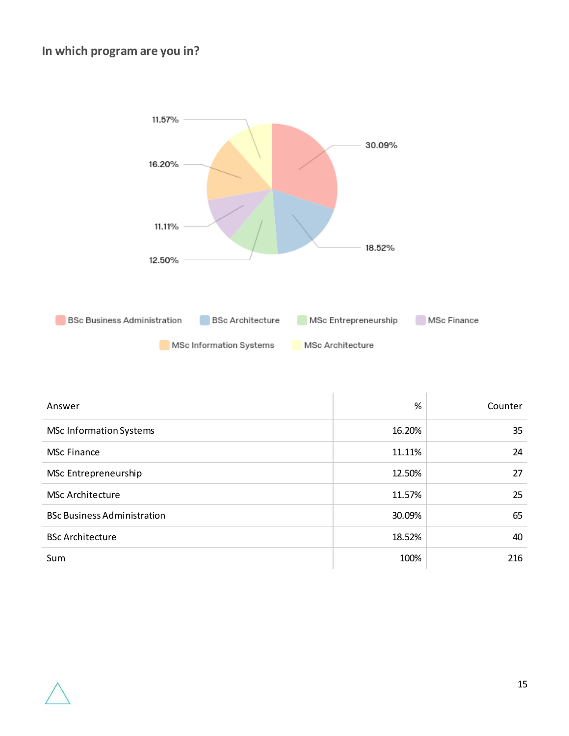### In which program are you in?

11.57%
30.09%
16.20%
11.11%
18.52%
12.50%

BSc Business Administration
BSc Architecture
MSc Entrepreneurship
MSc Finance
MSc Information Systems
MSc Architecture

| Answer | % | Counter |
|---|---|---|
| MSc Information Systems | 16.20% | 35 |
| MSc Finance | 11.11% | 24 |
| MSc Entrepreneurship | 12.50% | 27 |
| MSc Architecture | 11.57% | 25 |
| BSc Business Administration | 30.09% | 65 |
| BSc Architecture | 18.52% | 40 |
| Sum | 100% | 216 |